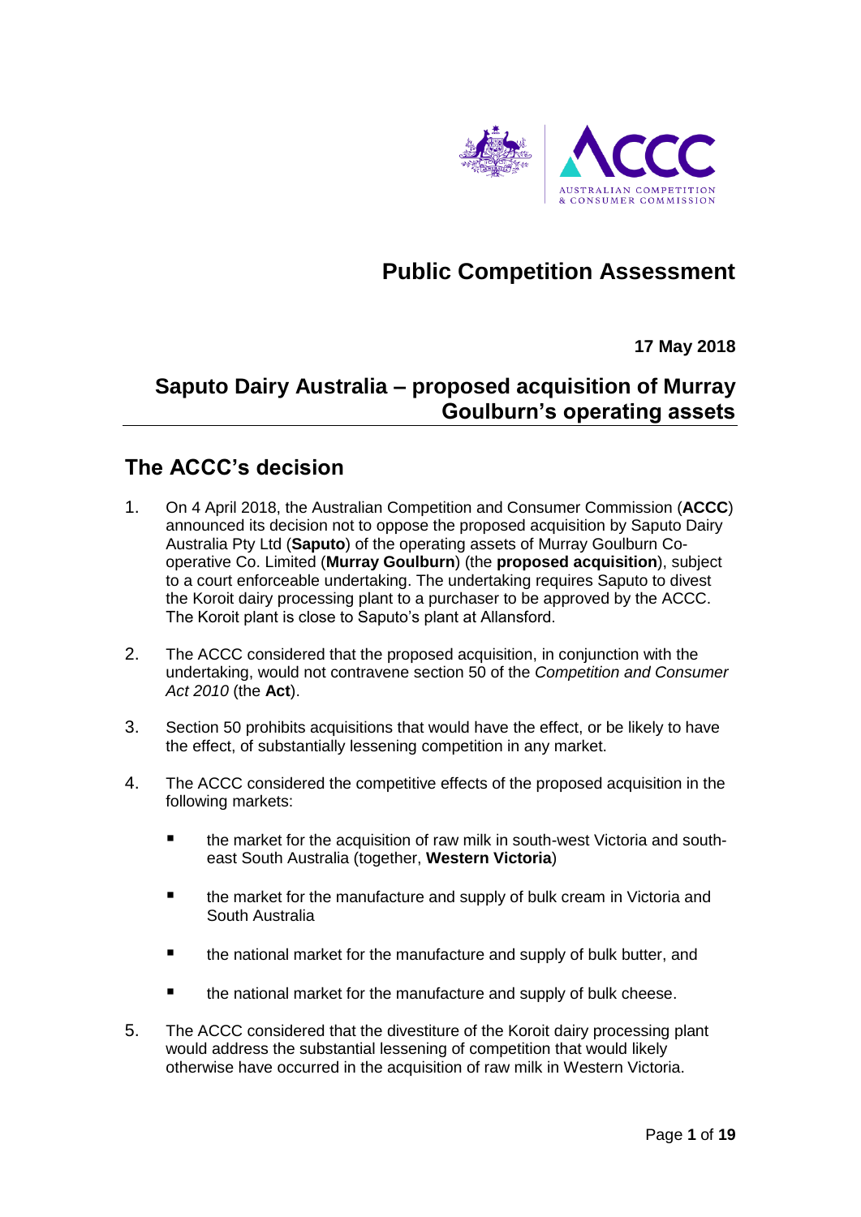# Public Competition Assessment

**17 May 2018**

## Saputo Dairy Australia – proposed acquisition of Murray Goulburn's operating assets

## The ACCC's decision

1. On 4 April 2018, the Australian Competition and Consumer Commission (**ACCC**) announced its decision not to oppose the proposed acquisition by Saputo Dairy Australia Pty Ltd (**Saputo**) of the operating assets of Murray Goulburn Co-operative Co. Limited (**Murray Goulburn**) (the **proposed acquisition**), subject to a court enforceable undertaking. The undertaking requires Saputo to divest the Koroit dairy processing plant to a purchaser to be approved by the ACCC. The Koroit plant is close to Saputo's plant at Allansford.

2. The ACCC considered that the proposed acquisition, in conjunction with the undertaking, would not contravene section 50 of the *Competition and Consumer Act 2010* (the **Act**).

3. Section 50 prohibits acquisitions that would have the effect, or be likely to have the effect, of substantially lessening competition in any market.

4. The ACCC considered the competitive effects of the proposed acquisition in the following markets:

   - the market for the acquisition of raw milk in south-west Victoria and south-east South Australia (together, **Western Victoria**)
   - the market for the manufacture and supply of bulk cream in Victoria and South Australia
   - the national market for the manufacture and supply of bulk butter, and
   - the national market for the manufacture and supply of bulk cheese.

5. The ACCC considered that the divestiture of the Koroit dairy processing plant would address the substantial lessening of competition that would likely otherwise have occurred in the acquisition of raw milk in Western Victoria.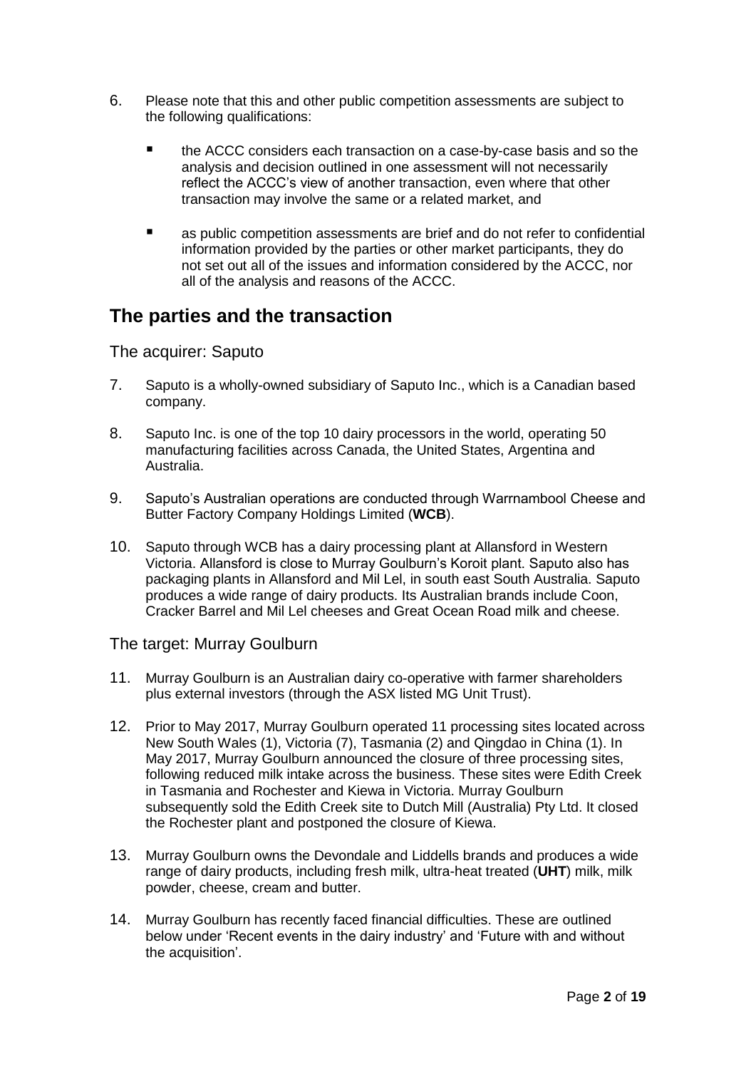6. Please note that this and other public competition assessments are subject to the following qualifications:

   - the ACCC considers each transaction on a case-by-case basis and so the analysis and decision outlined in one assessment will not necessarily reflect the ACCC's view of another transaction, even where that other transaction may involve the same or a related market, and

   - as public competition assessments are brief and do not refer to confidential information provided by the parties or other market participants, they do not set out all of the issues and information considered by the ACCC, nor all of the analysis and reasons of the ACCC.

## The parties and the transaction

### The acquirer: Saputo

7. Saputo is a wholly-owned subsidiary of Saputo Inc., which is a Canadian based company.

8. Saputo Inc. is one of the top 10 dairy processors in the world, operating 50 manufacturing facilities across Canada, the United States, Argentina and Australia.

9. Saputo's Australian operations are conducted through Warrnambool Cheese and Butter Factory Company Holdings Limited (**WCB**).

10. Saputo through WCB has a dairy processing plant at Allansford in Western Victoria. Allansford is close to Murray Goulburn's Koroit plant. Saputo also has packaging plants in Allansford and Mil Lel, in south east South Australia. Saputo produces a wide range of dairy products. Its Australian brands include Coon, Cracker Barrel and Mil Lel cheeses and Great Ocean Road milk and cheese.

### The target: Murray Goulburn

11. Murray Goulburn is an Australian dairy co-operative with farmer shareholders plus external investors (through the ASX listed MG Unit Trust).

12. Prior to May 2017, Murray Goulburn operated 11 processing sites located across New South Wales (1), Victoria (7), Tasmania (2) and Qingdao in China (1). In May 2017, Murray Goulburn announced the closure of three processing sites, following reduced milk intake across the business. These sites were Edith Creek in Tasmania and Rochester and Kiewa in Victoria. Murray Goulburn subsequently sold the Edith Creek site to Dutch Mill (Australia) Pty Ltd. It closed the Rochester plant and postponed the closure of Kiewa.

13. Murray Goulburn owns the Devondale and Liddells brands and produces a wide range of dairy products, including fresh milk, ultra-heat treated (**UHT**) milk, milk powder, cheese, cream and butter.

14. Murray Goulburn has recently faced financial difficulties. These are outlined below under 'Recent events in the dairy industry' and 'Future with and without the acquisition'.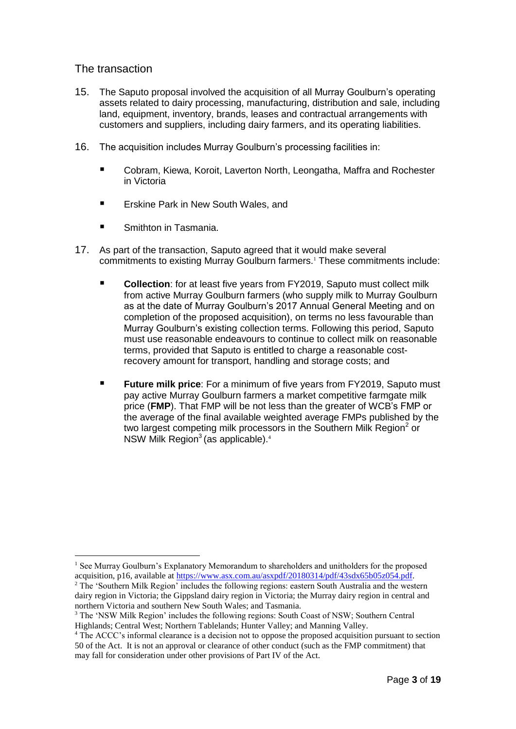## The transaction

15. The Saputo proposal involved the acquisition of all Murray Goulburn's operating assets related to dairy processing, manufacturing, distribution and sale, including land, equipment, inventory, brands, leases and contractual arrangements with customers and suppliers, including dairy farmers, and its operating liabilities.

16. The acquisition includes Murray Goulburn's processing facilities in:

    - Cobram, Kiewa, Koroit, Laverton North, Leongatha, Maffra and Rochester in Victoria
    - Erskine Park in New South Wales, and
    - Smithton in Tasmania.

17. As part of the transaction, Saputo agreed that it would make several commitments to existing Murray Goulburn farmers.[1] These commitments include:

    - **Collection**: for at least five years from FY2019, Saputo must collect milk from active Murray Goulburn farmers (who supply milk to Murray Goulburn as at the date of Murray Goulburn's 2017 Annual General Meeting and on completion of the proposed acquisition), on terms no less favourable than Murray Goulburn's existing collection terms. Following this period, Saputo must use reasonable endeavours to continue to collect milk on reasonable terms, provided that Saputo is entitled to charge a reasonable cost-recovery amount for transport, handling and storage costs; and
    - **Future milk price**: For a minimum of five years from FY2019, Saputo must pay active Murray Goulburn farmers a market competitive farmgate milk price (**FMP**). That FMP will be not less than the greater of WCB's FMP or the average of the final available weighted average FMPs published by the two largest competing milk processors in the Southern Milk Region[2] or NSW Milk Region[3] (as applicable).[4]

---

[1] See Murray Goulburn's Explanatory Memorandum to shareholders and unitholders for the proposed acquisition, p16, available at https://www.asx.com.au/asxpdf/20180314/pdf/43sdx65b05z054.pdf.

[2] The 'Southern Milk Region' includes the following regions: eastern South Australia and the western dairy region in Victoria; the Gippsland dairy region in Victoria; the Murray dairy region in central and northern Victoria and southern New South Wales; and Tasmania.

[3] The 'NSW Milk Region' includes the following regions: South Coast of NSW; Southern Central Highlands; Central West; Northern Tablelands; Hunter Valley; and Manning Valley.

[4] The ACCC's informal clearance is a decision not to oppose the proposed acquisition pursuant to section 50 of the Act. It is not an approval or clearance of other conduct (such as the FMP commitment) that may fall for consideration under other provisions of Part IV of the Act.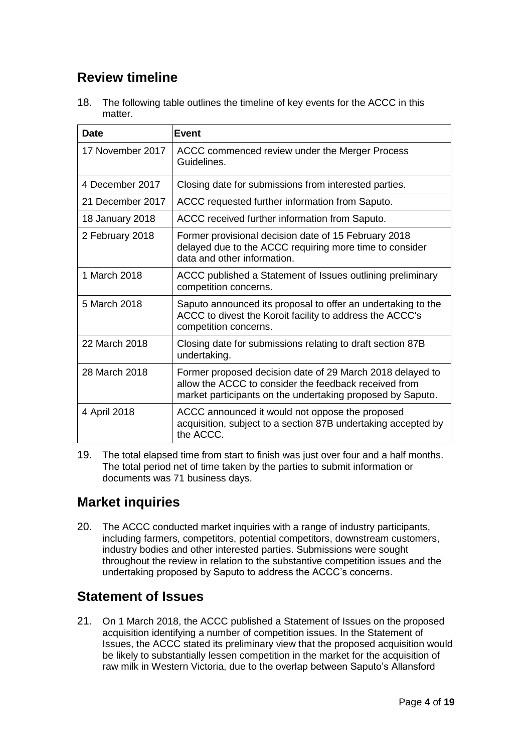## Review timeline

18. The following table outlines the timeline of key events for the ACCC in this matter.

| Date | Event |
|---|---|
| 17 November 2017 | ACCC commenced review under the Merger Process Guidelines. |
| 4 December 2017 | Closing date for submissions from interested parties. |
| 21 December 2017 | ACCC requested further information from Saputo. |
| 18 January 2018 | ACCC received further information from Saputo. |
| 2 February 2018 | Former provisional decision date of 15 February 2018 delayed due to the ACCC requiring more time to consider data and other information. |
| 1 March 2018 | ACCC published a Statement of Issues outlining preliminary competition concerns. |
| 5 March 2018 | Saputo announced its proposal to offer an undertaking to the ACCC to divest the Koroit facility to address the ACCC's competition concerns. |
| 22 March 2018 | Closing date for submissions relating to draft section 87B undertaking. |
| 28 March 2018 | Former proposed decision date of 29 March 2018 delayed to allow the ACCC to consider the feedback received from market participants on the undertaking proposed by Saputo. |
| 4 April 2018 | ACCC announced it would not oppose the proposed acquisition, subject to a section 87B undertaking accepted by the ACCC. |

19. The total elapsed time from start to finish was just over four and a half months. The total period net of time taken by the parties to submit information or documents was 71 business days.

## Market inquiries

20. The ACCC conducted market inquiries with a range of industry participants, including farmers, competitors, potential competitors, downstream customers, industry bodies and other interested parties. Submissions were sought throughout the review in relation to the substantive competition issues and the undertaking proposed by Saputo to address the ACCC's concerns.

## Statement of Issues

21. On 1 March 2018, the ACCC published a Statement of Issues on the proposed acquisition identifying a number of competition issues. In the Statement of Issues, the ACCC stated its preliminary view that the proposed acquisition would be likely to substantially lessen competition in the market for the acquisition of raw milk in Western Victoria, due to the overlap between Saputo's Allansford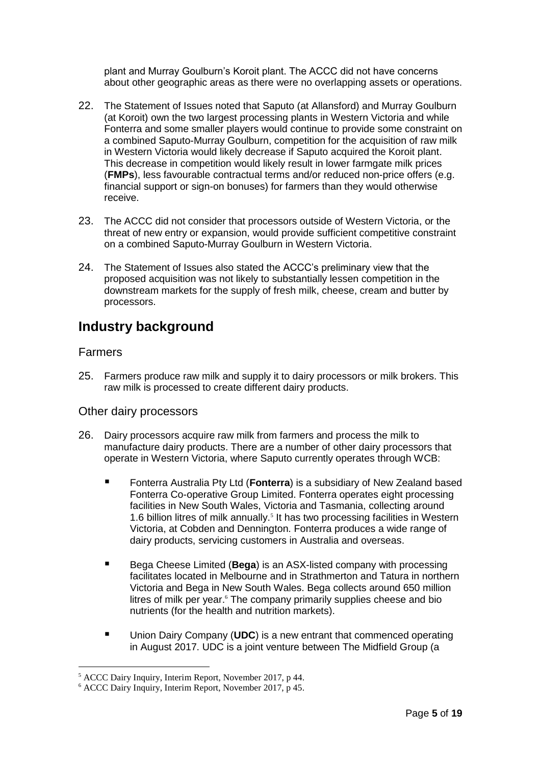plant and Murray Goulburn's Koroit plant. The ACCC did not have concerns about other geographic areas as there were no overlapping assets or operations.

22. The Statement of Issues noted that Saputo (at Allansford) and Murray Goulburn (at Koroit) own the two largest processing plants in Western Victoria and while Fonterra and some smaller players would continue to provide some constraint on a combined Saputo-Murray Goulburn, competition for the acquisition of raw milk in Western Victoria would likely decrease if Saputo acquired the Koroit plant. This decrease in competition would likely result in lower farmgate milk prices (**FMPs**), less favourable contractual terms and/or reduced non-price offers (e.g. financial support or sign-on bonuses) for farmers than they would otherwise receive.

23. The ACCC did not consider that processors outside of Western Victoria, or the threat of new entry or expansion, would provide sufficient competitive constraint on a combined Saputo-Murray Goulburn in Western Victoria.

24. The Statement of Issues also stated the ACCC's preliminary view that the proposed acquisition was not likely to substantially lessen competition in the downstream markets for the supply of fresh milk, cheese, cream and butter by processors.

## Industry background

### Farmers

25. Farmers produce raw milk and supply it to dairy processors or milk brokers. This raw milk is processed to create different dairy products.

### Other dairy processors

26. Dairy processors acquire raw milk from farmers and process the milk to manufacture dairy products. There are a number of other dairy processors that operate in Western Victoria, where Saputo currently operates through WCB:

- Fonterra Australia Pty Ltd (**Fonterra**) is a subsidiary of New Zealand based Fonterra Co-operative Group Limited. Fonterra operates eight processing facilities in New South Wales, Victoria and Tasmania, collecting around 1.6 billion litres of milk annually.[5] It has two processing facilities in Western Victoria, at Cobden and Dennington. Fonterra produces a wide range of dairy products, servicing customers in Australia and overseas.

- Bega Cheese Limited (**Bega**) is an ASX-listed company with processing facilitates located in Melbourne and in Strathmerton and Tatura in northern Victoria and Bega in New South Wales. Bega collects around 650 million litres of milk per year.[6] The company primarily supplies cheese and bio nutrients (for the health and nutrition markets).

- Union Dairy Company (**UDC**) is a new entrant that commenced operating in August 2017. UDC is a joint venture between The Midfield Group (a

[5] ACCC Dairy Inquiry, Interim Report, November 2017, p 44.

[6] ACCC Dairy Inquiry, Interim Report, November 2017, p 45.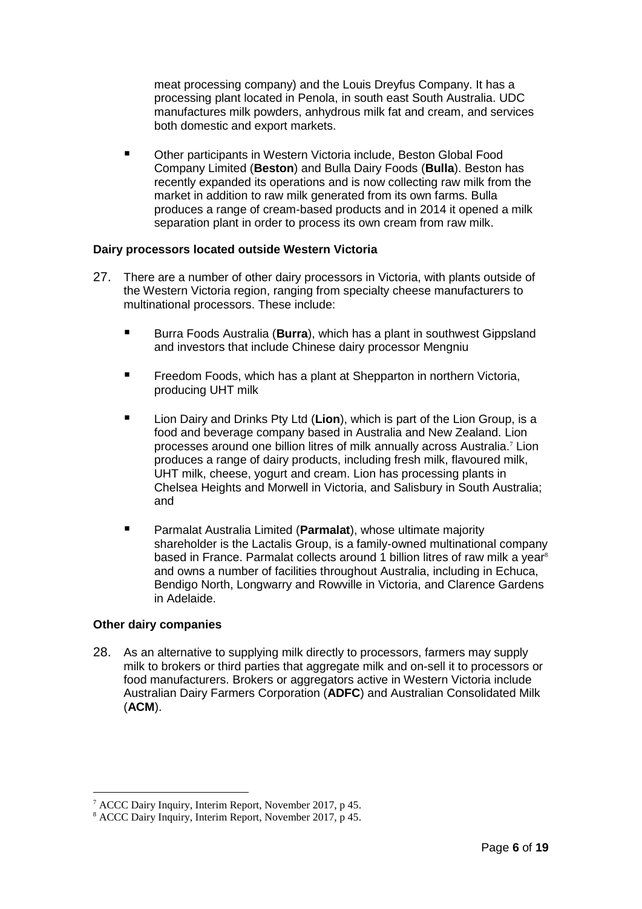meat processing company) and the Louis Dreyfus Company. It has a processing plant located in Penola, in south east South Australia. UDC manufactures milk powders, anhydrous milk fat and cream, and services both domestic and export markets.

- Other participants in Western Victoria include, Beston Global Food Company Limited (**Beston**) and Bulla Dairy Foods (**Bulla**). Beston has recently expanded its operations and is now collecting raw milk from the market in addition to raw milk generated from its own farms. Bulla produces a range of cream-based products and in 2014 it opened a milk separation plant in order to process its own cream from raw milk.

**Dairy processors located outside Western Victoria**

27. There are a number of other dairy processors in Victoria, with plants outside of the Western Victoria region, ranging from specialty cheese manufacturers to multinational processors. These include:

    - Burra Foods Australia (**Burra**), which has a plant in southwest Gippsland and investors that include Chinese dairy processor Mengniu
    - Freedom Foods, which has a plant at Shepparton in northern Victoria, producing UHT milk
    - Lion Dairy and Drinks Pty Ltd (**Lion**), which is part of the Lion Group, is a food and beverage company based in Australia and New Zealand. Lion processes around one billion litres of milk annually across Australia.[7] Lion produces a range of dairy products, including fresh milk, flavoured milk, UHT milk, cheese, yogurt and cream. Lion has processing plants in Chelsea Heights and Morwell in Victoria, and Salisbury in South Australia; and
    - Parmalat Australia Limited (**Parmalat**), whose ultimate majority shareholder is the Lactalis Group, is a family-owned multinational company based in France. Parmalat collects around 1 billion litres of raw milk a year[8] and owns a number of facilities throughout Australia, including in Echuca, Bendigo North, Longwarry and Rowville in Victoria, and Clarence Gardens in Adelaide.

**Other dairy companies**

28. As an alternative to supplying milk directly to processors, farmers may supply milk to brokers or third parties that aggregate milk and on-sell it to processors or food manufacturers. Brokers or aggregators active in Western Victoria include Australian Dairy Farmers Corporation (**ADFC**) and Australian Consolidated Milk (**ACM**).

---

[7] ACCC Dairy Inquiry, Interim Report, November 2017, p 45.

[8] ACCC Dairy Inquiry, Interim Report, November 2017, p 45.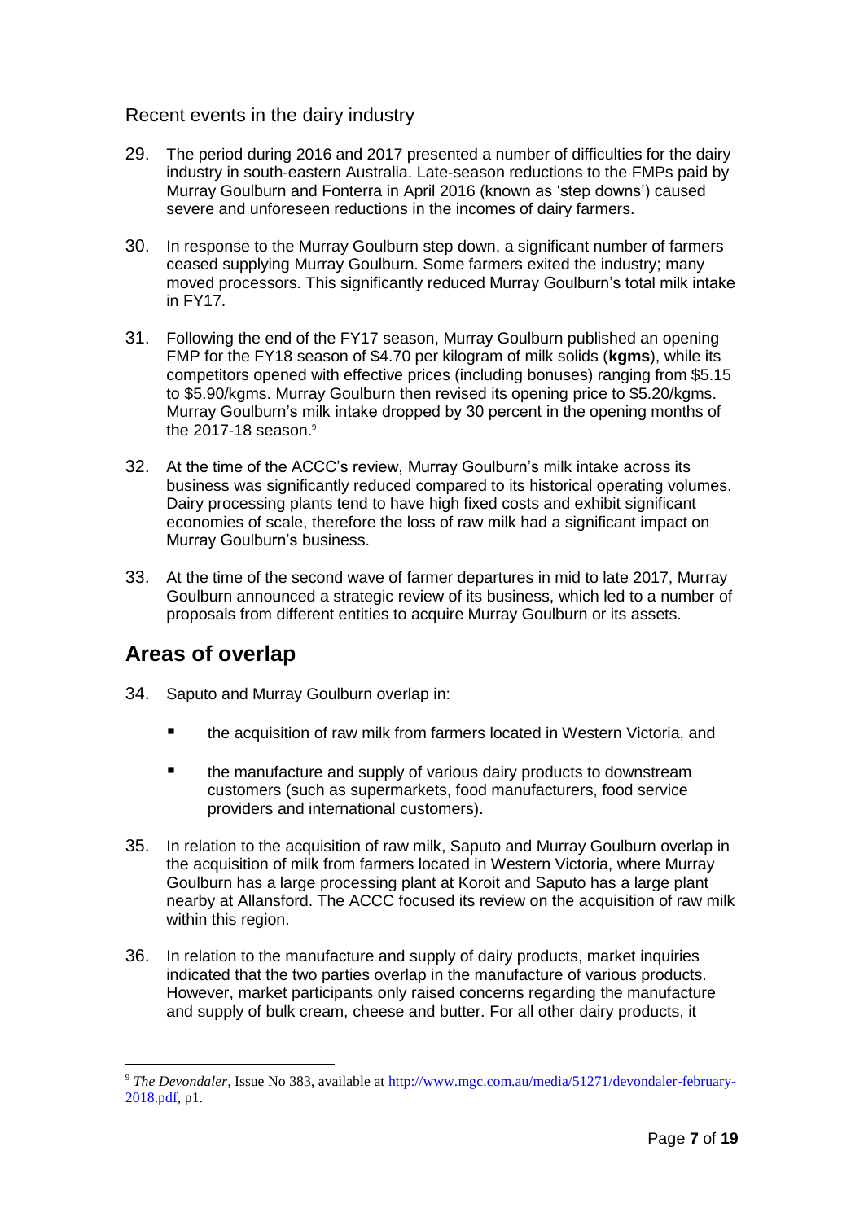### Recent events in the dairy industry

29. The period during 2016 and 2017 presented a number of difficulties for the dairy industry in south-eastern Australia. Late-season reductions to the FMPs paid by Murray Goulburn and Fonterra in April 2016 (known as 'step downs') caused severe and unforeseen reductions in the incomes of dairy farmers.

30. In response to the Murray Goulburn step down, a significant number of farmers ceased supplying Murray Goulburn. Some farmers exited the industry; many moved processors. This significantly reduced Murray Goulburn's total milk intake in FY17.

31. Following the end of the FY17 season, Murray Goulburn published an opening FMP for the FY18 season of $4.70 per kilogram of milk solids (**kgms**), while its competitors opened with effective prices (including bonuses) ranging from $5.15 to $5.90/kgms. Murray Goulburn then revised its opening price to $5.20/kgms. Murray Goulburn's milk intake dropped by 30 percent in the opening months of the 2017-18 season.[9]

32. At the time of the ACCC's review, Murray Goulburn's milk intake across its business was significantly reduced compared to its historical operating volumes. Dairy processing plants tend to have high fixed costs and exhibit significant economies of scale, therefore the loss of raw milk had a significant impact on Murray Goulburn's business.

33. At the time of the second wave of farmer departures in mid to late 2017, Murray Goulburn announced a strategic review of its business, which led to a number of proposals from different entities to acquire Murray Goulburn or its assets.

## Areas of overlap

34. Saputo and Murray Goulburn overlap in:

    - the acquisition of raw milk from farmers located in Western Victoria, and
    - the manufacture and supply of various dairy products to downstream customers (such as supermarkets, food manufacturers, food service providers and international customers).

35. In relation to the acquisition of raw milk, Saputo and Murray Goulburn overlap in the acquisition of milk from farmers located in Western Victoria, where Murray Goulburn has a large processing plant at Koroit and Saputo has a large plant nearby at Allansford. The ACCC focused its review on the acquisition of raw milk within this region.

36. In relation to the manufacture and supply of dairy products, market inquiries indicated that the two parties overlap in the manufacture of various products. However, market participants only raised concerns regarding the manufacture and supply of bulk cream, cheese and butter. For all other dairy products, it

[9] *The Devondaler*, Issue No 383, available at http://www.mgc.com.au/media/51271/devondaler-february-2018.pdf, p1.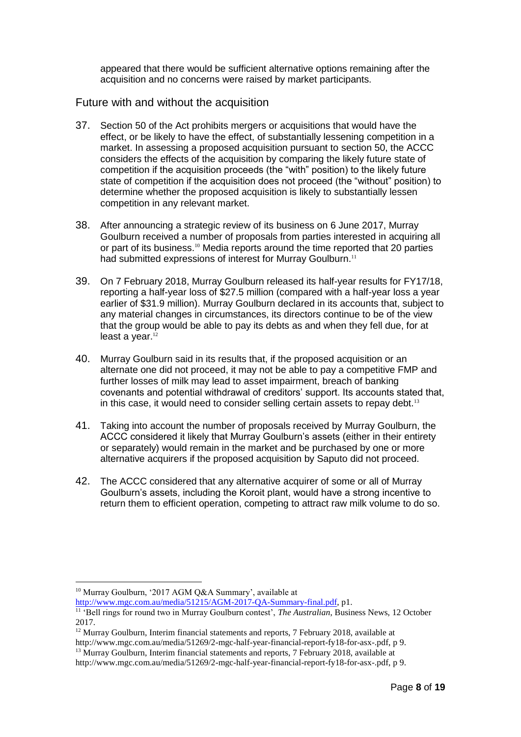appeared that there would be sufficient alternative options remaining after the acquisition and no concerns were raised by market participants.

## Future with and without the acquisition

37. Section 50 of the Act prohibits mergers or acquisitions that would have the effect, or be likely to have the effect, of substantially lessening competition in a market. In assessing a proposed acquisition pursuant to section 50, the ACCC considers the effects of the acquisition by comparing the likely future state of competition if the acquisition proceeds (the "with" position) to the likely future state of competition if the acquisition does not proceed (the "without" position) to determine whether the proposed acquisition is likely to substantially lessen competition in any relevant market.

38. After announcing a strategic review of its business on 6 June 2017, Murray Goulburn received a number of proposals from parties interested in acquiring all or part of its business.[10] Media reports around the time reported that 20 parties had submitted expressions of interest for Murray Goulburn.[11]

39. On 7 February 2018, Murray Goulburn released its half-year results for FY17/18, reporting a half-year loss of $27.5 million (compared with a half-year loss a year earlier of $31.9 million). Murray Goulburn declared in its accounts that, subject to any material changes in circumstances, its directors continue to be of the view that the group would be able to pay its debts as and when they fell due, for at least a year.[12]

40. Murray Goulburn said in its results that, if the proposed acquisition or an alternate one did not proceed, it may not be able to pay a competitive FMP and further losses of milk may lead to asset impairment, breach of banking covenants and potential withdrawal of creditors' support. Its accounts stated that, in this case, it would need to consider selling certain assets to repay debt.[13]

41. Taking into account the number of proposals received by Murray Goulburn, the ACCC considered it likely that Murray Goulburn's assets (either in their entirety or separately) would remain in the market and be purchased by one or more alternative acquirers if the proposed acquisition by Saputo did not proceed.

42. The ACCC considered that any alternative acquirer of some or all of Murray Goulburn's assets, including the Koroit plant, would have a strong incentive to return them to efficient operation, competing to attract raw milk volume to do so.

---

[10] Murray Goulburn, '2017 AGM Q&A Summary', available at http://www.mgc.com.au/media/51215/AGM-2017-QA-Summary-final.pdf, p1.

[11] 'Bell rings for round two in Murray Goulburn contest', *The Australian*, Business News, 12 October 2017.

[12] Murray Goulburn, Interim financial statements and reports, 7 February 2018, available at http://www.mgc.com.au/media/51269/2-mgc-half-year-financial-report-fy18-for-asx-.pdf, p 9.

[13] Murray Goulburn, Interim financial statements and reports, 7 February 2018, available at http://www.mgc.com.au/media/51269/2-mgc-half-year-financial-report-fy18-for-asx-.pdf, p 9.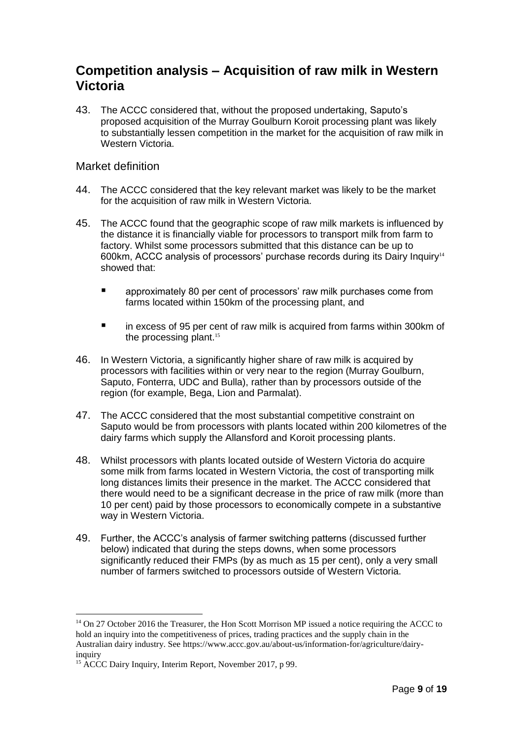## Competition analysis – Acquisition of raw milk in Western Victoria

43. The ACCC considered that, without the proposed undertaking, Saputo's proposed acquisition of the Murray Goulburn Koroit processing plant was likely to substantially lessen competition in the market for the acquisition of raw milk in Western Victoria.

### Market definition

44. The ACCC considered that the key relevant market was likely to be the market for the acquisition of raw milk in Western Victoria.

45. The ACCC found that the geographic scope of raw milk markets is influenced by the distance it is financially viable for processors to transport milk from farm to factory. Whilst some processors submitted that this distance can be up to 600km, ACCC analysis of processors' purchase records during its Dairy Inquiry[14] showed that:

    - approximately 80 per cent of processors' raw milk purchases come from farms located within 150km of the processing plant, and
    - in excess of 95 per cent of raw milk is acquired from farms within 300km of the processing plant.[15]

46. In Western Victoria, a significantly higher share of raw milk is acquired by processors with facilities within or very near to the region (Murray Goulburn, Saputo, Fonterra, UDC and Bulla), rather than by processors outside of the region (for example, Bega, Lion and Parmalat).

47. The ACCC considered that the most substantial competitive constraint on Saputo would be from processors with plants located within 200 kilometres of the dairy farms which supply the Allansford and Koroit processing plants.

48. Whilst processors with plants located outside of Western Victoria do acquire some milk from farms located in Western Victoria, the cost of transporting milk long distances limits their presence in the market. The ACCC considered that there would need to be a significant decrease in the price of raw milk (more than 10 per cent) paid by those processors to economically compete in a substantive way in Western Victoria.

49. Further, the ACCC's analysis of farmer switching patterns (discussed further below) indicated that during the steps downs, when some processors significantly reduced their FMPs (by as much as 15 per cent), only a very small number of farmers switched to processors outside of Western Victoria.

---

[14] On 27 October 2016 the Treasurer, the Hon Scott Morrison MP issued a notice requiring the ACCC to hold an inquiry into the competitiveness of prices, trading practices and the supply chain in the Australian dairy industry. See https://www.accc.gov.au/about-us/information-for/agriculture/dairy-inquiry

[15] ACCC Dairy Inquiry, Interim Report, November 2017, p 99.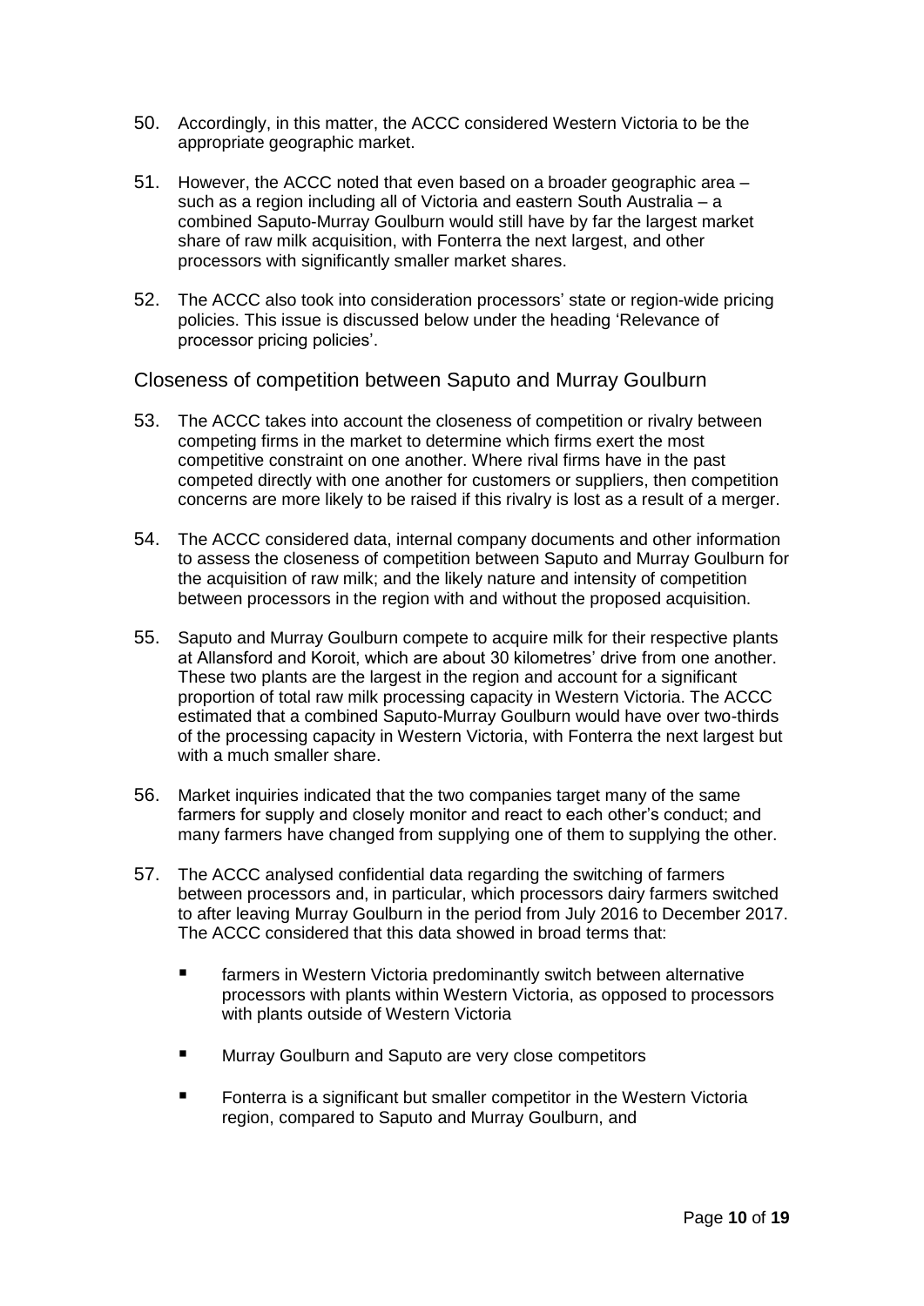50. Accordingly, in this matter, the ACCC considered Western Victoria to be the appropriate geographic market.

51. However, the ACCC noted that even based on a broader geographic area – such as a region including all of Victoria and eastern South Australia – a combined Saputo-Murray Goulburn would still have by far the largest market share of raw milk acquisition, with Fonterra the next largest, and other processors with significantly smaller market shares.

52. The ACCC also took into consideration processors' state or region-wide pricing policies. This issue is discussed below under the heading 'Relevance of processor pricing policies'.

## Closeness of competition between Saputo and Murray Goulburn

53. The ACCC takes into account the closeness of competition or rivalry between competing firms in the market to determine which firms exert the most competitive constraint on one another. Where rival firms have in the past competed directly with one another for customers or suppliers, then competition concerns are more likely to be raised if this rivalry is lost as a result of a merger.

54. The ACCC considered data, internal company documents and other information to assess the closeness of competition between Saputo and Murray Goulburn for the acquisition of raw milk; and the likely nature and intensity of competition between processors in the region with and without the proposed acquisition.

55. Saputo and Murray Goulburn compete to acquire milk for their respective plants at Allansford and Koroit, which are about 30 kilometres' drive from one another. These two plants are the largest in the region and account for a significant proportion of total raw milk processing capacity in Western Victoria. The ACCC estimated that a combined Saputo-Murray Goulburn would have over two-thirds of the processing capacity in Western Victoria, with Fonterra the next largest but with a much smaller share.

56. Market inquiries indicated that the two companies target many of the same farmers for supply and closely monitor and react to each other's conduct; and many farmers have changed from supplying one of them to supplying the other.

57. The ACCC analysed confidential data regarding the switching of farmers between processors and, in particular, which processors dairy farmers switched to after leaving Murray Goulburn in the period from July 2016 to December 2017. The ACCC considered that this data showed in broad terms that:

    - farmers in Western Victoria predominantly switch between alternative processors with plants within Western Victoria, as opposed to processors with plants outside of Western Victoria
    - Murray Goulburn and Saputo are very close competitors
    - Fonterra is a significant but smaller competitor in the Western Victoria region, compared to Saputo and Murray Goulburn, and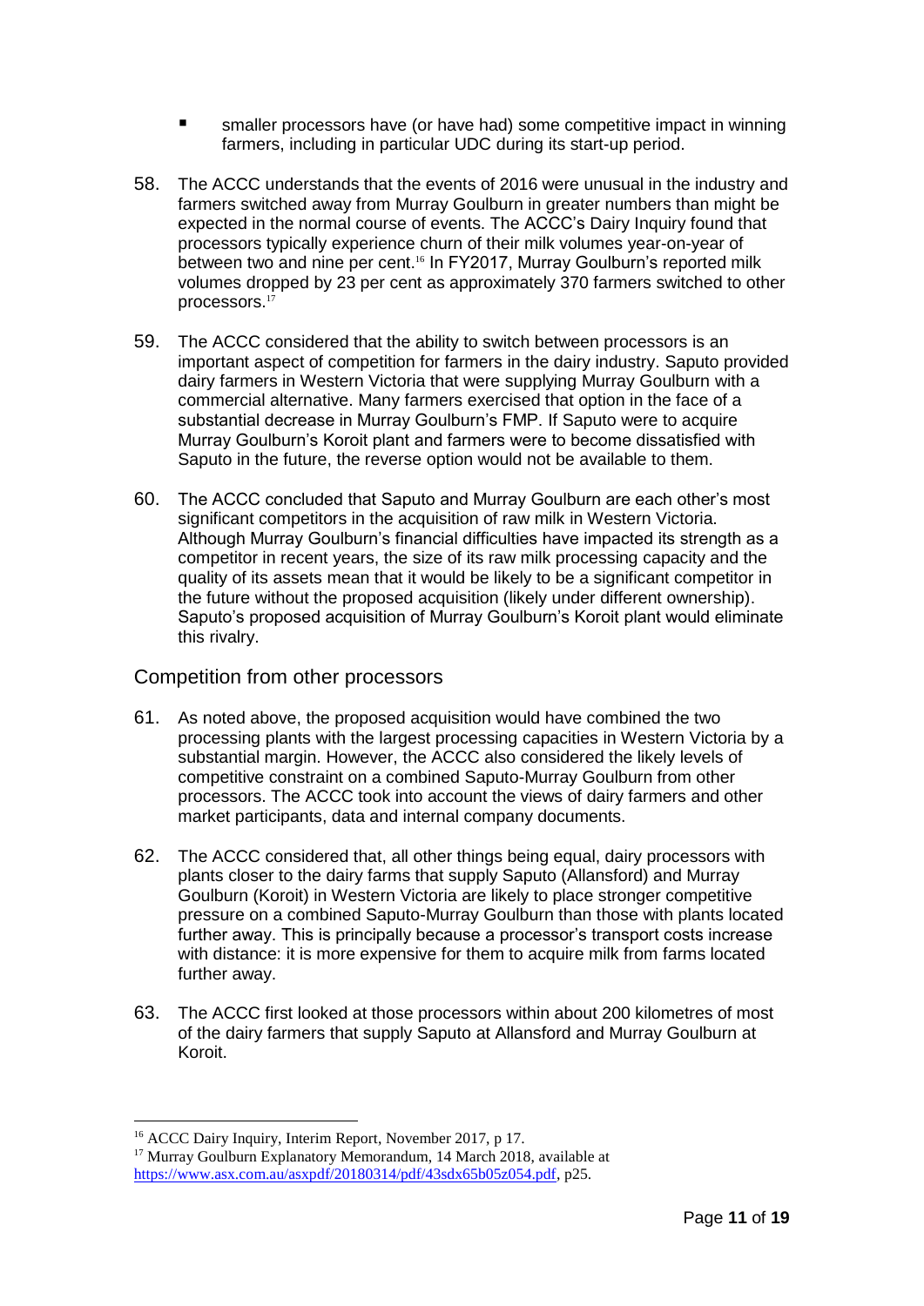- smaller processors have (or have had) some competitive impact in winning farmers, including in particular UDC during its start-up period.

58. The ACCC understands that the events of 2016 were unusual in the industry and farmers switched away from Murray Goulburn in greater numbers than might be expected in the normal course of events. The ACCC's Dairy Inquiry found that processors typically experience churn of their milk volumes year-on-year of between two and nine per cent.[16] In FY2017, Murray Goulburn's reported milk volumes dropped by 23 per cent as approximately 370 farmers switched to other processors.[17]

59. The ACCC considered that the ability to switch between processors is an important aspect of competition for farmers in the dairy industry. Saputo provided dairy farmers in Western Victoria that were supplying Murray Goulburn with a commercial alternative. Many farmers exercised that option in the face of a substantial decrease in Murray Goulburn's FMP. If Saputo were to acquire Murray Goulburn's Koroit plant and farmers were to become dissatisfied with Saputo in the future, the reverse option would not be available to them.

60. The ACCC concluded that Saputo and Murray Goulburn are each other's most significant competitors in the acquisition of raw milk in Western Victoria. Although Murray Goulburn's financial difficulties have impacted its strength as a competitor in recent years, the size of its raw milk processing capacity and the quality of its assets mean that it would be likely to be a significant competitor in the future without the proposed acquisition (likely under different ownership). Saputo's proposed acquisition of Murray Goulburn's Koroit plant would eliminate this rivalry.

## Competition from other processors

61. As noted above, the proposed acquisition would have combined the two processing plants with the largest processing capacities in Western Victoria by a substantial margin. However, the ACCC also considered the likely levels of competitive constraint on a combined Saputo-Murray Goulburn from other processors. The ACCC took into account the views of dairy farmers and other market participants, data and internal company documents.

62. The ACCC considered that, all other things being equal, dairy processors with plants closer to the dairy farms that supply Saputo (Allansford) and Murray Goulburn (Koroit) in Western Victoria are likely to place stronger competitive pressure on a combined Saputo-Murray Goulburn than those with plants located further away. This is principally because a processor's transport costs increase with distance: it is more expensive for them to acquire milk from farms located further away.

63. The ACCC first looked at those processors within about 200 kilometres of most of the dairy farmers that supply Saputo at Allansford and Murray Goulburn at Koroit.

---

[16] ACCC Dairy Inquiry, Interim Report, November 2017, p 17.

[17] Murray Goulburn Explanatory Memorandum, 14 March 2018, available at https://www.asx.com.au/asxpdf/20180314/pdf/43sdx65b05z054.pdf, p25.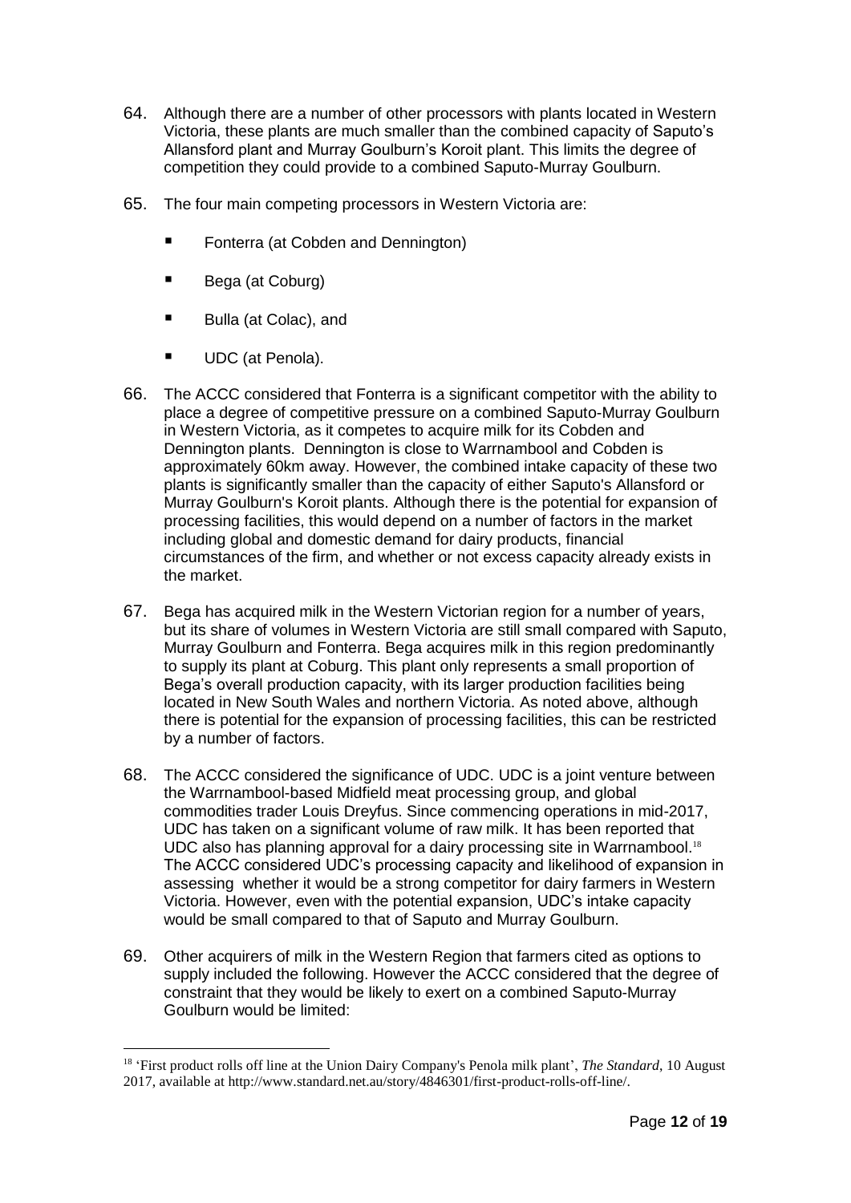64. Although there are a number of other processors with plants located in Western Victoria, these plants are much smaller than the combined capacity of Saputo's Allansford plant and Murray Goulburn's Koroit plant. This limits the degree of competition they could provide to a combined Saputo-Murray Goulburn.

65. The four main competing processors in Western Victoria are:

    - Fonterra (at Cobden and Dennington)
    - Bega (at Coburg)
    - Bulla (at Colac), and
    - UDC (at Penola).

66. The ACCC considered that Fonterra is a significant competitor with the ability to place a degree of competitive pressure on a combined Saputo-Murray Goulburn in Western Victoria, as it competes to acquire milk for its Cobden and Dennington plants. Dennington is close to Warrnambool and Cobden is approximately 60km away. However, the combined intake capacity of these two plants is significantly smaller than the capacity of either Saputo's Allansford or Murray Goulburn's Koroit plants. Although there is the potential for expansion of processing facilities, this would depend on a number of factors in the market including global and domestic demand for dairy products, financial circumstances of the firm, and whether or not excess capacity already exists in the market.

67. Bega has acquired milk in the Western Victorian region for a number of years, but its share of volumes in Western Victoria are still small compared with Saputo, Murray Goulburn and Fonterra. Bega acquires milk in this region predominantly to supply its plant at Coburg. This plant only represents a small proportion of Bega's overall production capacity, with its larger production facilities being located in New South Wales and northern Victoria. As noted above, although there is potential for the expansion of processing facilities, this can be restricted by a number of factors.

68. The ACCC considered the significance of UDC. UDC is a joint venture between the Warrnambool-based Midfield meat processing group, and global commodities trader Louis Dreyfus. Since commencing operations in mid-2017, UDC has taken on a significant volume of raw milk. It has been reported that UDC also has planning approval for a dairy processing site in Warrnambool.[18] The ACCC considered UDC's processing capacity and likelihood of expansion in assessing whether it would be a strong competitor for dairy farmers in Western Victoria. However, even with the potential expansion, UDC's intake capacity would be small compared to that of Saputo and Murray Goulburn.

69. Other acquirers of milk in the Western Region that farmers cited as options to supply included the following. However the ACCC considered that the degree of constraint that they would be likely to exert on a combined Saputo-Murray Goulburn would be limited:

---

[18] 'First product rolls off line at the Union Dairy Company's Penola milk plant', *The Standard*, 10 August 2017, available at http://www.standard.net.au/story/4846301/first-product-rolls-off-line/.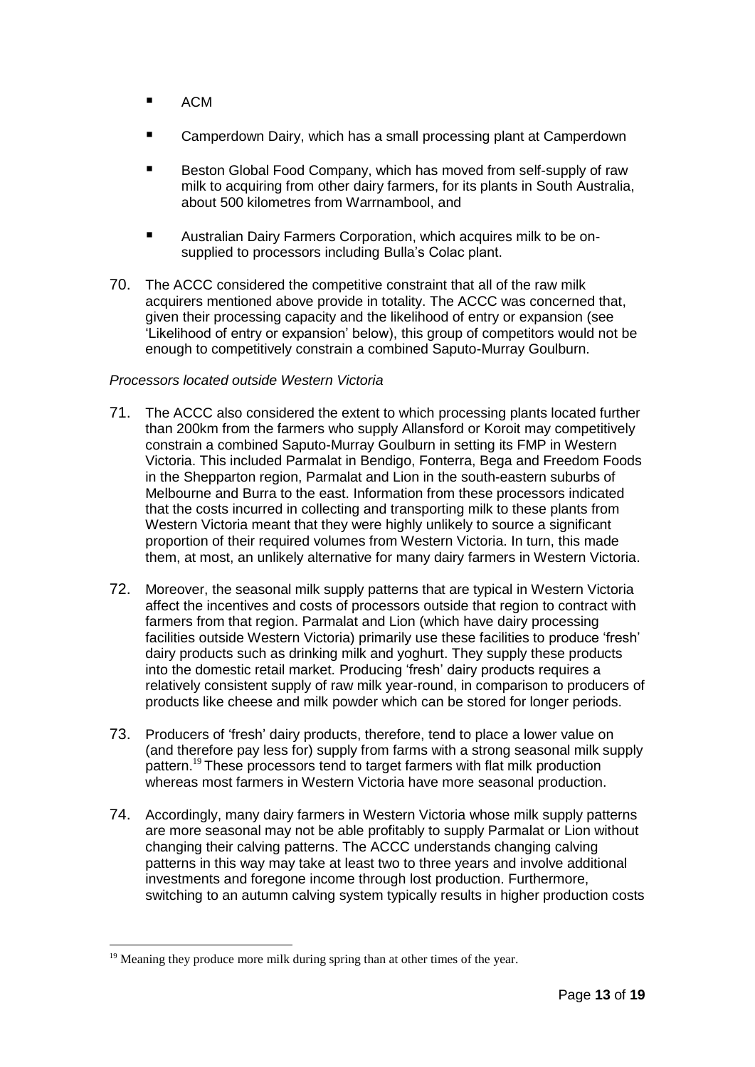- ACM
- Camperdown Dairy, which has a small processing plant at Camperdown
- Beston Global Food Company, which has moved from self-supply of raw milk to acquiring from other dairy farmers, for its plants in South Australia, about 500 kilometres from Warrnambool, and
- Australian Dairy Farmers Corporation, which acquires milk to be on-supplied to processors including Bulla's Colac plant.

70. The ACCC considered the competitive constraint that all of the raw milk acquirers mentioned above provide in totality. The ACCC was concerned that, given their processing capacity and the likelihood of entry or expansion (see 'Likelihood of entry or expansion' below), this group of competitors would not be enough to competitively constrain a combined Saputo-Murray Goulburn.

*Processors located outside Western Victoria*

71. The ACCC also considered the extent to which processing plants located further than 200km from the farmers who supply Allansford or Koroit may competitively constrain a combined Saputo-Murray Goulburn in setting its FMP in Western Victoria. This included Parmalat in Bendigo, Fonterra, Bega and Freedom Foods in the Shepparton region, Parmalat and Lion in the south-eastern suburbs of Melbourne and Burra to the east. Information from these processors indicated that the costs incurred in collecting and transporting milk to these plants from Western Victoria meant that they were highly unlikely to source a significant proportion of their required volumes from Western Victoria. In turn, this made them, at most, an unlikely alternative for many dairy farmers in Western Victoria.

72. Moreover, the seasonal milk supply patterns that are typical in Western Victoria affect the incentives and costs of processors outside that region to contract with farmers from that region. Parmalat and Lion (which have dairy processing facilities outside Western Victoria) primarily use these facilities to produce 'fresh' dairy products such as drinking milk and yoghurt. They supply these products into the domestic retail market. Producing 'fresh' dairy products requires a relatively consistent supply of raw milk year-round, in comparison to producers of products like cheese and milk powder which can be stored for longer periods.

73. Producers of 'fresh' dairy products, therefore, tend to place a lower value on (and therefore pay less for) supply from farms with a strong seasonal milk supply pattern.[19] These processors tend to target farmers with flat milk production whereas most farmers in Western Victoria have more seasonal production.

74. Accordingly, many dairy farmers in Western Victoria whose milk supply patterns are more seasonal may not be able profitably to supply Parmalat or Lion without changing their calving patterns. The ACCC understands changing calving patterns in this way may take at least two to three years and involve additional investments and foregone income through lost production. Furthermore, switching to an autumn calving system typically results in higher production costs

[19] Meaning they produce more milk during spring than at other times of the year.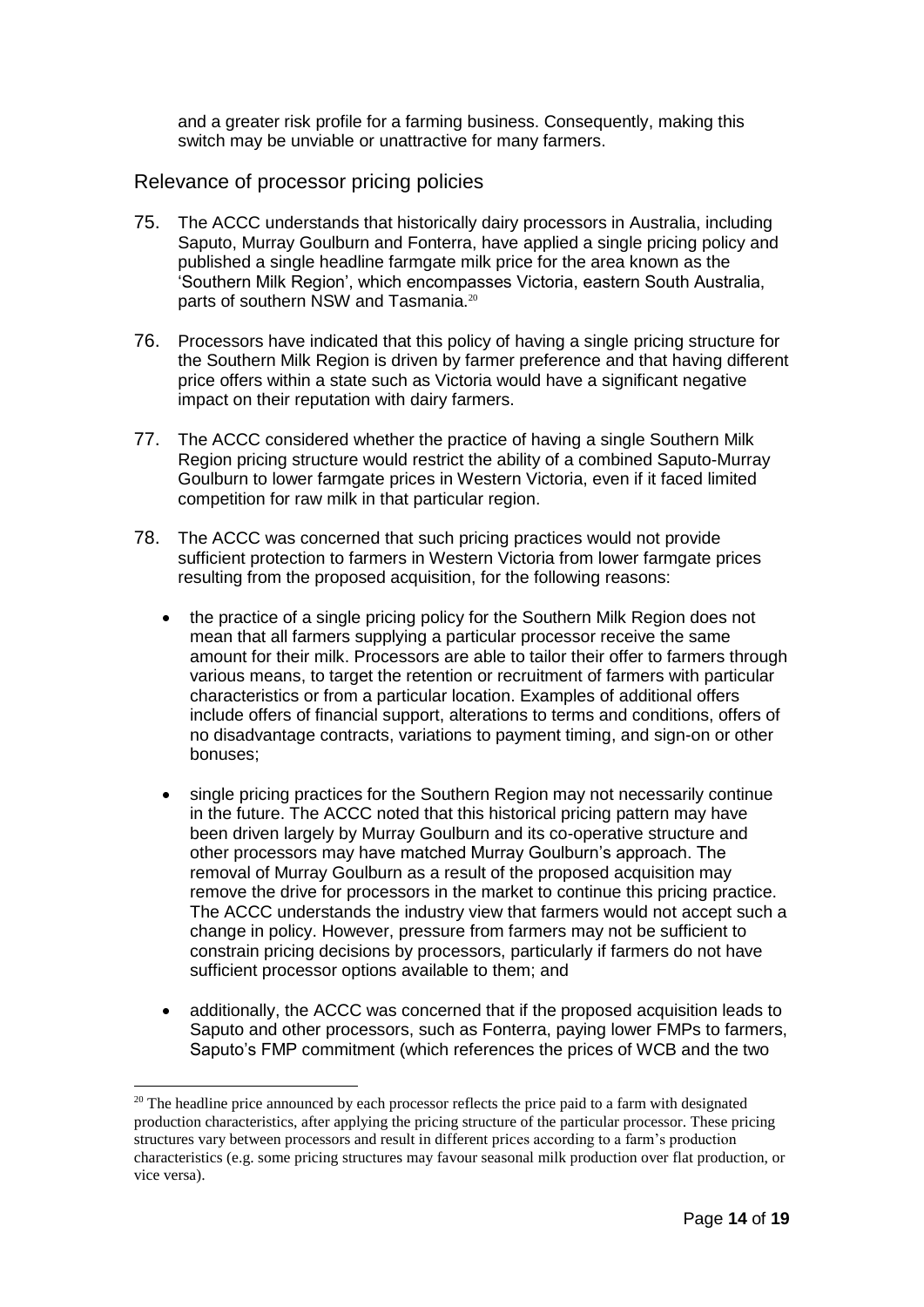and a greater risk profile for a farming business. Consequently, making this switch may be unviable or unattractive for many farmers.

## Relevance of processor pricing policies

75. The ACCC understands that historically dairy processors in Australia, including Saputo, Murray Goulburn and Fonterra, have applied a single pricing policy and published a single headline farmgate milk price for the area known as the 'Southern Milk Region', which encompasses Victoria, eastern South Australia, parts of southern NSW and Tasmania.[20]

76. Processors have indicated that this policy of having a single pricing structure for the Southern Milk Region is driven by farmer preference and that having different price offers within a state such as Victoria would have a significant negative impact on their reputation with dairy farmers.

77. The ACCC considered whether the practice of having a single Southern Milk Region pricing structure would restrict the ability of a combined Saputo-Murray Goulburn to lower farmgate prices in Western Victoria, even if it faced limited competition for raw milk in that particular region.

78. The ACCC was concerned that such pricing practices would not provide sufficient protection to farmers in Western Victoria from lower farmgate prices resulting from the proposed acquisition, for the following reasons:

    - the practice of a single pricing policy for the Southern Milk Region does not mean that all farmers supplying a particular processor receive the same amount for their milk. Processors are able to tailor their offer to farmers through various means, to target the retention or recruitment of farmers with particular characteristics or from a particular location. Examples of additional offers include offers of financial support, alterations to terms and conditions, offers of no disadvantage contracts, variations to payment timing, and sign-on or other bonuses;

    - single pricing practices for the Southern Region may not necessarily continue in the future. The ACCC noted that this historical pricing pattern may have been driven largely by Murray Goulburn and its co-operative structure and other processors may have matched Murray Goulburn's approach. The removal of Murray Goulburn as a result of the proposed acquisition may remove the drive for processors in the market to continue this pricing practice. The ACCC understands the industry view that farmers would not accept such a change in policy. However, pressure from farmers may not be sufficient to constrain pricing decisions by processors, particularly if farmers do not have sufficient processor options available to them; and

    - additionally, the ACCC was concerned that if the proposed acquisition leads to Saputo and other processors, such as Fonterra, paying lower FMPs to farmers, Saputo's FMP commitment (which references the prices of WCB and the two

---

[20] The headline price announced by each processor reflects the price paid to a farm with designated production characteristics, after applying the pricing structure of the particular processor. These pricing structures vary between processors and result in different prices according to a farm's production characteristics (e.g. some pricing structures may favour seasonal milk production over flat production, or vice versa).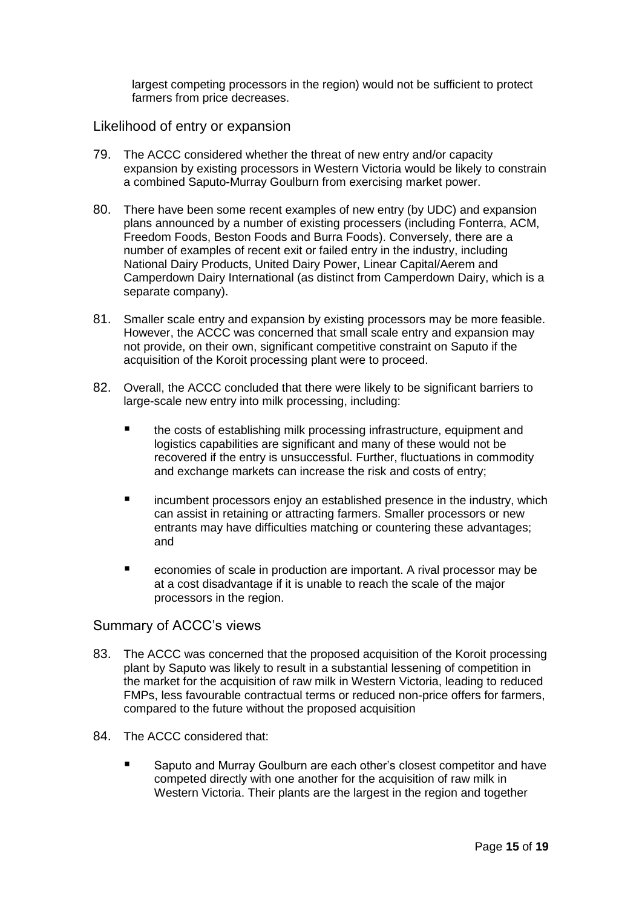largest competing processors in the region) would not be sufficient to protect farmers from price decreases.

## Likelihood of entry or expansion

79. The ACCC considered whether the threat of new entry and/or capacity expansion by existing processors in Western Victoria would be likely to constrain a combined Saputo-Murray Goulburn from exercising market power.

80. There have been some recent examples of new entry (by UDC) and expansion plans announced by a number of existing processers (including Fonterra, ACM, Freedom Foods, Beston Foods and Burra Foods). Conversely, there are a number of examples of recent exit or failed entry in the industry, including National Dairy Products, United Dairy Power, Linear Capital/Aerem and Camperdown Dairy International (as distinct from Camperdown Dairy, which is a separate company).

81. Smaller scale entry and expansion by existing processors may be more feasible. However, the ACCC was concerned that small scale entry and expansion may not provide, on their own, significant competitive constraint on Saputo if the acquisition of the Koroit processing plant were to proceed.

82. Overall, the ACCC concluded that there were likely to be significant barriers to large-scale new entry into milk processing, including:

    - the costs of establishing milk processing infrastructure, equipment and logistics capabilities are significant and many of these would not be recovered if the entry is unsuccessful. Further, fluctuations in commodity and exchange markets can increase the risk and costs of entry;
    - incumbent processors enjoy an established presence in the industry, which can assist in retaining or attracting farmers. Smaller processors or new entrants may have difficulties matching or countering these advantages; and
    - economies of scale in production are important. A rival processor may be at a cost disadvantage if it is unable to reach the scale of the major processors in the region.

## Summary of ACCC's views

83. The ACCC was concerned that the proposed acquisition of the Koroit processing plant by Saputo was likely to result in a substantial lessening of competition in the market for the acquisition of raw milk in Western Victoria, leading to reduced FMPs, less favourable contractual terms or reduced non-price offers for farmers, compared to the future without the proposed acquisition

84. The ACCC considered that:

    - Saputo and Murray Goulburn are each other's closest competitor and have competed directly with one another for the acquisition of raw milk in Western Victoria. Their plants are the largest in the region and together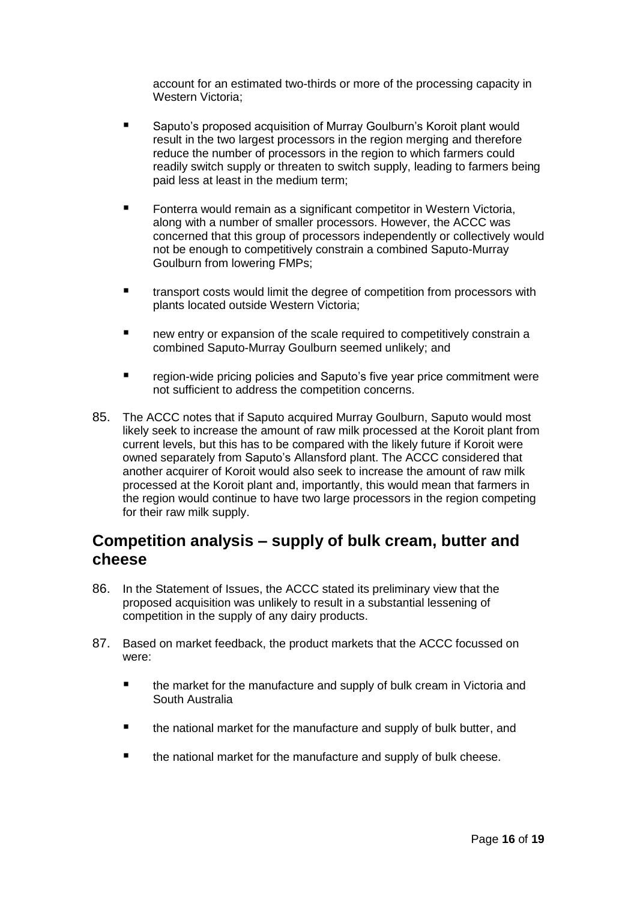account for an estimated two-thirds or more of the processing capacity in Western Victoria;

- Saputo's proposed acquisition of Murray Goulburn's Koroit plant would result in the two largest processors in the region merging and therefore reduce the number of processors in the region to which farmers could readily switch supply or threaten to switch supply, leading to farmers being paid less at least in the medium term;
- Fonterra would remain as a significant competitor in Western Victoria, along with a number of smaller processors. However, the ACCC was concerned that this group of processors independently or collectively would not be enough to competitively constrain a combined Saputo-Murray Goulburn from lowering FMPs;
- transport costs would limit the degree of competition from processors with plants located outside Western Victoria;
- new entry or expansion of the scale required to competitively constrain a combined Saputo-Murray Goulburn seemed unlikely; and
- region-wide pricing policies and Saputo's five year price commitment were not sufficient to address the competition concerns.

85. The ACCC notes that if Saputo acquired Murray Goulburn, Saputo would most likely seek to increase the amount of raw milk processed at the Koroit plant from current levels, but this has to be compared with the likely future if Koroit were owned separately from Saputo's Allansford plant. The ACCC considered that another acquirer of Koroit would also seek to increase the amount of raw milk processed at the Koroit plant and, importantly, this would mean that farmers in the region would continue to have two large processors in the region competing for their raw milk supply.

## Competition analysis – supply of bulk cream, butter and cheese

86. In the Statement of Issues, the ACCC stated its preliminary view that the proposed acquisition was unlikely to result in a substantial lessening of competition in the supply of any dairy products.

87. Based on market feedback, the product markets that the ACCC focussed on were:

- the market for the manufacture and supply of bulk cream in Victoria and South Australia
- the national market for the manufacture and supply of bulk butter, and
- the national market for the manufacture and supply of bulk cheese.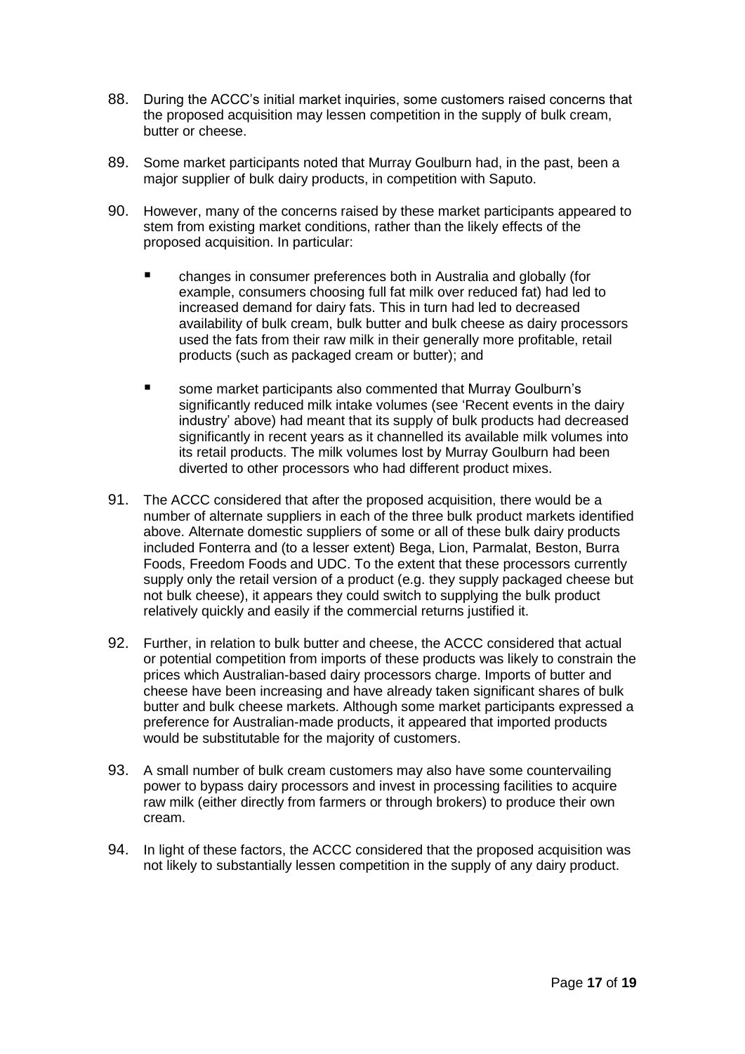88. During the ACCC's initial market inquiries, some customers raised concerns that the proposed acquisition may lessen competition in the supply of bulk cream, butter or cheese.

89. Some market participants noted that Murray Goulburn had, in the past, been a major supplier of bulk dairy products, in competition with Saputo.

90. However, many of the concerns raised by these market participants appeared to stem from existing market conditions, rather than the likely effects of the proposed acquisition. In particular:

    - changes in consumer preferences both in Australia and globally (for example, consumers choosing full fat milk over reduced fat) had led to increased demand for dairy fats. This in turn had led to decreased availability of bulk cream, bulk butter and bulk cheese as dairy processors used the fats from their raw milk in their generally more profitable, retail products (such as packaged cream or butter); and
    - some market participants also commented that Murray Goulburn's significantly reduced milk intake volumes (see 'Recent events in the dairy industry' above) had meant that its supply of bulk products had decreased significantly in recent years as it channelled its available milk volumes into its retail products. The milk volumes lost by Murray Goulburn had been diverted to other processors who had different product mixes.

91. The ACCC considered that after the proposed acquisition, there would be a number of alternate suppliers in each of the three bulk product markets identified above. Alternate domestic suppliers of some or all of these bulk dairy products included Fonterra and (to a lesser extent) Bega, Lion, Parmalat, Beston, Burra Foods, Freedom Foods and UDC. To the extent that these processors currently supply only the retail version of a product (e.g. they supply packaged cheese but not bulk cheese), it appears they could switch to supplying the bulk product relatively quickly and easily if the commercial returns justified it.

92. Further, in relation to bulk butter and cheese, the ACCC considered that actual or potential competition from imports of these products was likely to constrain the prices which Australian-based dairy processors charge. Imports of butter and cheese have been increasing and have already taken significant shares of bulk butter and bulk cheese markets. Although some market participants expressed a preference for Australian-made products, it appeared that imported products would be substitutable for the majority of customers.

93. A small number of bulk cream customers may also have some countervailing power to bypass dairy processors and invest in processing facilities to acquire raw milk (either directly from farmers or through brokers) to produce their own cream.

94. In light of these factors, the ACCC considered that the proposed acquisition was not likely to substantially lessen competition in the supply of any dairy product.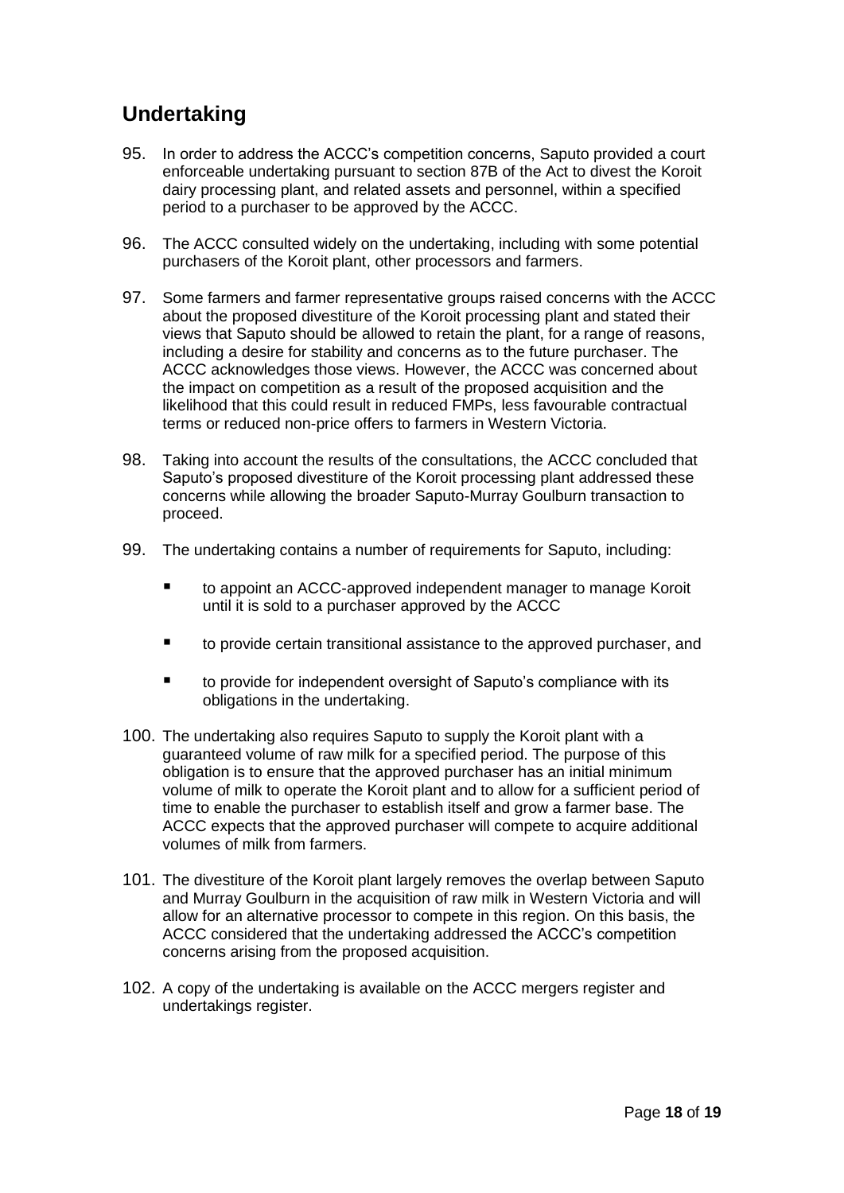## Undertaking

95. In order to address the ACCC's competition concerns, Saputo provided a court enforceable undertaking pursuant to section 87B of the Act to divest the Koroit dairy processing plant, and related assets and personnel, within a specified period to a purchaser to be approved by the ACCC.

96. The ACCC consulted widely on the undertaking, including with some potential purchasers of the Koroit plant, other processors and farmers.

97. Some farmers and farmer representative groups raised concerns with the ACCC about the proposed divestiture of the Koroit processing plant and stated their views that Saputo should be allowed to retain the plant, for a range of reasons, including a desire for stability and concerns as to the future purchaser. The ACCC acknowledges those views. However, the ACCC was concerned about the impact on competition as a result of the proposed acquisition and the likelihood that this could result in reduced FMPs, less favourable contractual terms or reduced non-price offers to farmers in Western Victoria.

98. Taking into account the results of the consultations, the ACCC concluded that Saputo's proposed divestiture of the Koroit processing plant addressed these concerns while allowing the broader Saputo-Murray Goulburn transaction to proceed.

99. The undertaking contains a number of requirements for Saputo, including:

   - to appoint an ACCC-approved independent manager to manage Koroit until it is sold to a purchaser approved by the ACCC
   - to provide certain transitional assistance to the approved purchaser, and
   - to provide for independent oversight of Saputo's compliance with its obligations in the undertaking.

100. The undertaking also requires Saputo to supply the Koroit plant with a guaranteed volume of raw milk for a specified period. The purpose of this obligation is to ensure that the approved purchaser has an initial minimum volume of milk to operate the Koroit plant and to allow for a sufficient period of time to enable the purchaser to establish itself and grow a farmer base. The ACCC expects that the approved purchaser will compete to acquire additional volumes of milk from farmers.

101. The divestiture of the Koroit plant largely removes the overlap between Saputo and Murray Goulburn in the acquisition of raw milk in Western Victoria and will allow for an alternative processor to compete in this region. On this basis, the ACCC considered that the undertaking addressed the ACCC's competition concerns arising from the proposed acquisition.

102. A copy of the undertaking is available on the ACCC mergers register and undertakings register.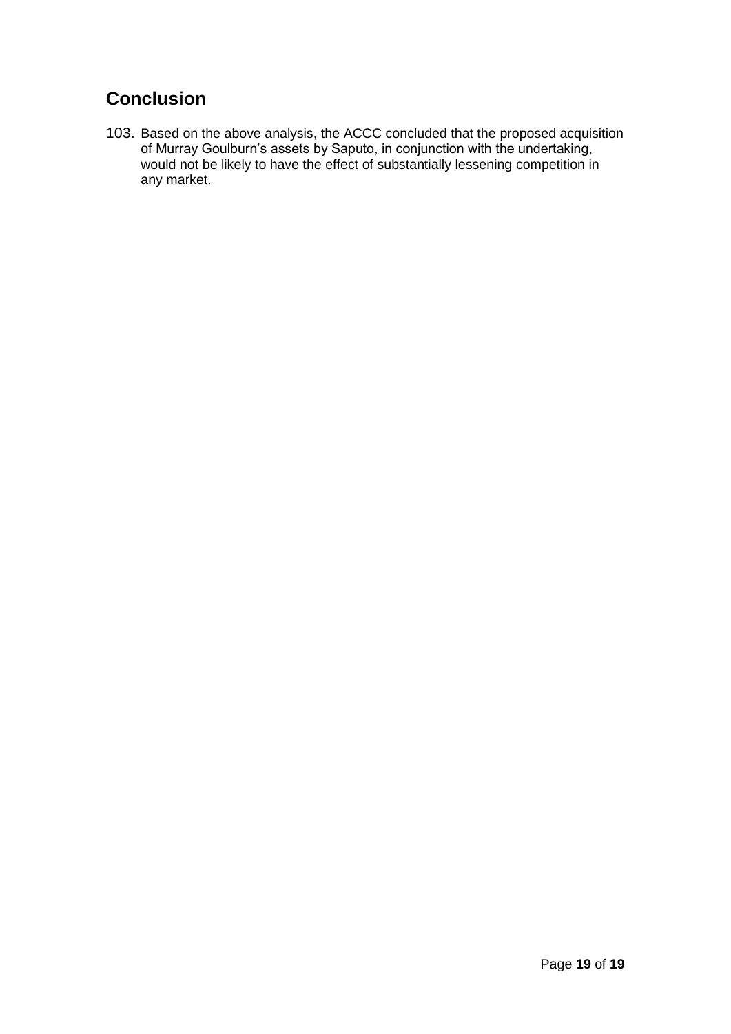## Conclusion

103. Based on the above analysis, the ACCC concluded that the proposed acquisition of Murray Goulburn's assets by Saputo, in conjunction with the undertaking, would not be likely to have the effect of substantially lessening competition in any market.